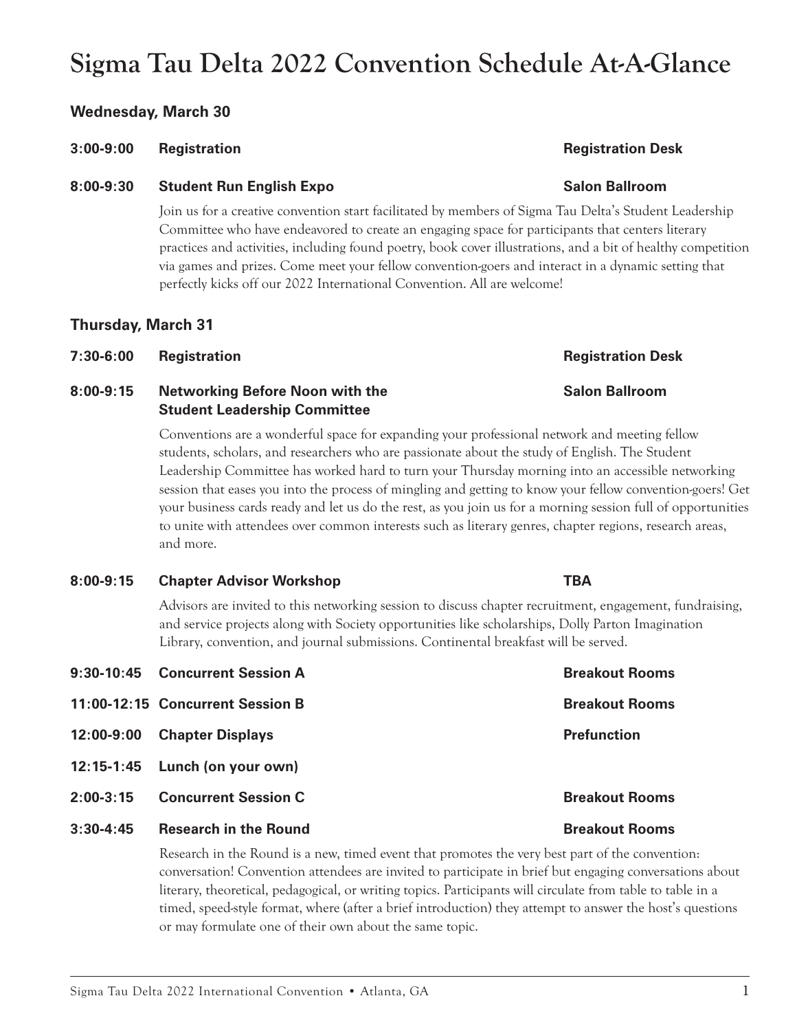# Sigma Tau Delta 2022 Convention Schedule At-A-Glance

## Wednesday, March 30

**3:00-9:00 Registration** — **Registration Desk**

**8:00-9:30 Student Run English Expo** — **Salon Ballroom**

Join us for a creative convention start facilitated by members of Sigma Tau Delta's Student Leadership Committee who have endeavored to create an engaging space for participants that centers literary practices and activities, including found poetry, book cover illustrations, and a bit of healthy competition via games and prizes. Come meet your fellow convention-goers and interact in a dynamic setting that perfectly kicks off our 2022 International Convention. All are welcome!

## Thursday, March 31

**7:30-6:00 Registration** — **Registration Desk**

**8:00-9:15 Networking Before Noon with the Student Leadership Committee** — **Salon Ballroom**

Conventions are a wonderful space for expanding your professional network and meeting fellow students, scholars, and researchers who are passionate about the study of English. The Student Leadership Committee has worked hard to turn your Thursday morning into an accessible networking session that eases you into the process of mingling and getting to know your fellow convention-goers! Get your business cards ready and let us do the rest, as you join us for a morning session full of opportunities to unite with attendees over common interests such as literary genres, chapter regions, research areas, and more.

**8:00-9:15 Chapter Advisor Workshop** — **TBA**

Advisors are invited to this networking session to discuss chapter recruitment, engagement, fundraising, and service projects along with Society opportunities like scholarships, Dolly Parton Imagination Library, convention, and journal submissions. Continental breakfast will be served.

**9:30-10:45 Concurrent Session A** — **Breakout Rooms**

**11:00-12:15 Concurrent Session B** — **Breakout Rooms**

**12:00-9:00 Chapter Displays** — **Prefunction**

**12:15-1:45 Lunch (on your own)**

**2:00-3:15 Concurrent Session C** — **Breakout Rooms**

**3:30-4:45 Research in the Round** — **Breakout Rooms**

Research in the Round is a new, timed event that promotes the very best part of the convention: conversation! Convention attendees are invited to participate in brief but engaging conversations about literary, theoretical, pedagogical, or writing topics. Participants will circulate from table to table in a timed, speed-style format, where (after a brief introduction) they attempt to answer the host's questions or may formulate one of their own about the same topic.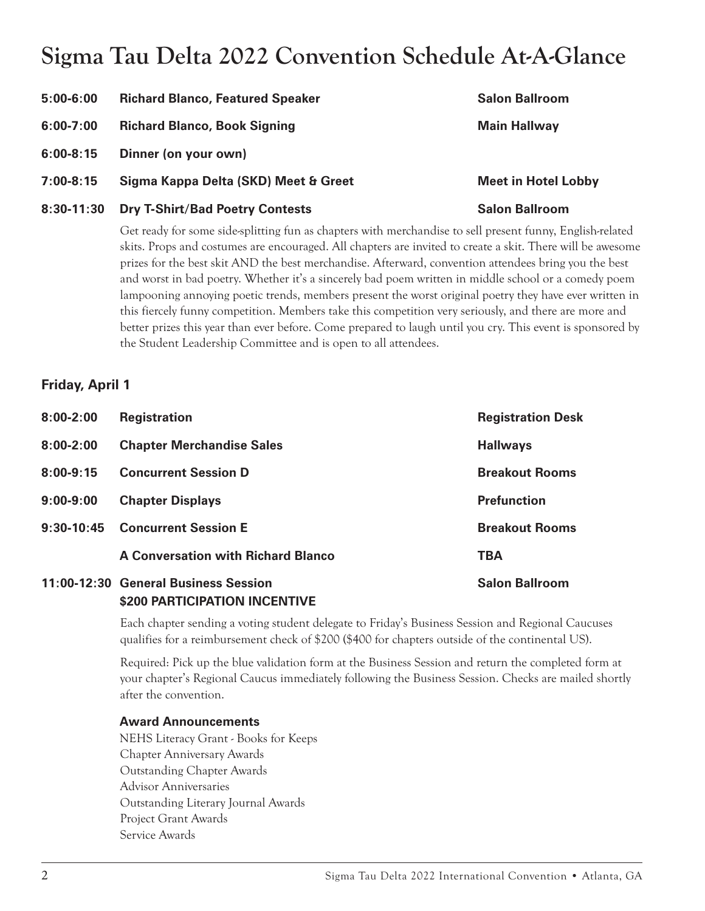# Sigma Tau Delta 2022 Convention Schedule At-A-Glance

| | | |
|---|---|---|
| **5:00-6:00** | **Richard Blanco, Featured Speaker** | **Salon Ballroom** |
| **6:00-7:00** | **Richard Blanco, Book Signing** | **Main Hallway** |
| **6:00-8:15** | **Dinner (on your own)** | |
| **7:00-8:15** | **Sigma Kappa Delta (SKD) Meet & Greet** | **Meet in Hotel Lobby** |
| **8:30-11:30** | **Dry T-Shirt/Bad Poetry Contests** | **Salon Ballroom** |

Get ready for some side-splitting fun as chapters with merchandise to sell present funny, English-related skits. Props and costumes are encouraged. All chapters are invited to create a skit. There will be awesome prizes for the best skit AND the best merchandise. Afterward, convention attendees bring you the best and worst in bad poetry. Whether it's a sincerely bad poem written in middle school or a comedy poem lampooning annoying poetic trends, members present the worst original poetry they have ever written in this fiercely funny competition. Members take this competition very seriously, and there are more and better prizes this year than ever before. Come prepared to laugh until you cry. This event is sponsored by the Student Leadership Committee and is open to all attendees.

### Friday, April 1

| | | |
|---|---|---|
| **8:00-2:00** | **Registration** | **Registration Desk** |
| **8:00-2:00** | **Chapter Merchandise Sales** | **Hallways** |
| **8:00-9:15** | **Concurrent Session D** | **Breakout Rooms** |
| **9:00-9:00** | **Chapter Displays** | **Prefunction** |
| **9:30-10:45** | **Concurrent Session E** | **Breakout Rooms** |
| | **A Conversation with Richard Blanco** | **TBA** |
| **11:00-12:30** | **General Business Session** **$200 PARTICIPATION INCENTIVE** | **Salon Ballroom** |

Each chapter sending a voting student delegate to Friday's Business Session and Regional Caucuses qualifies for a reimbursement check of $200 ($400 for chapters outside of the continental US).

Required: Pick up the blue validation form at the Business Session and return the completed form at your chapter's Regional Caucus immediately following the Business Session. Checks are mailed shortly after the convention.

**Award Announcements**

NEHS Literacy Grant - Books for Keeps
Chapter Anniversary Awards
Outstanding Chapter Awards
Advisor Anniversaries
Outstanding Literary Journal Awards
Project Grant Awards
Service Awards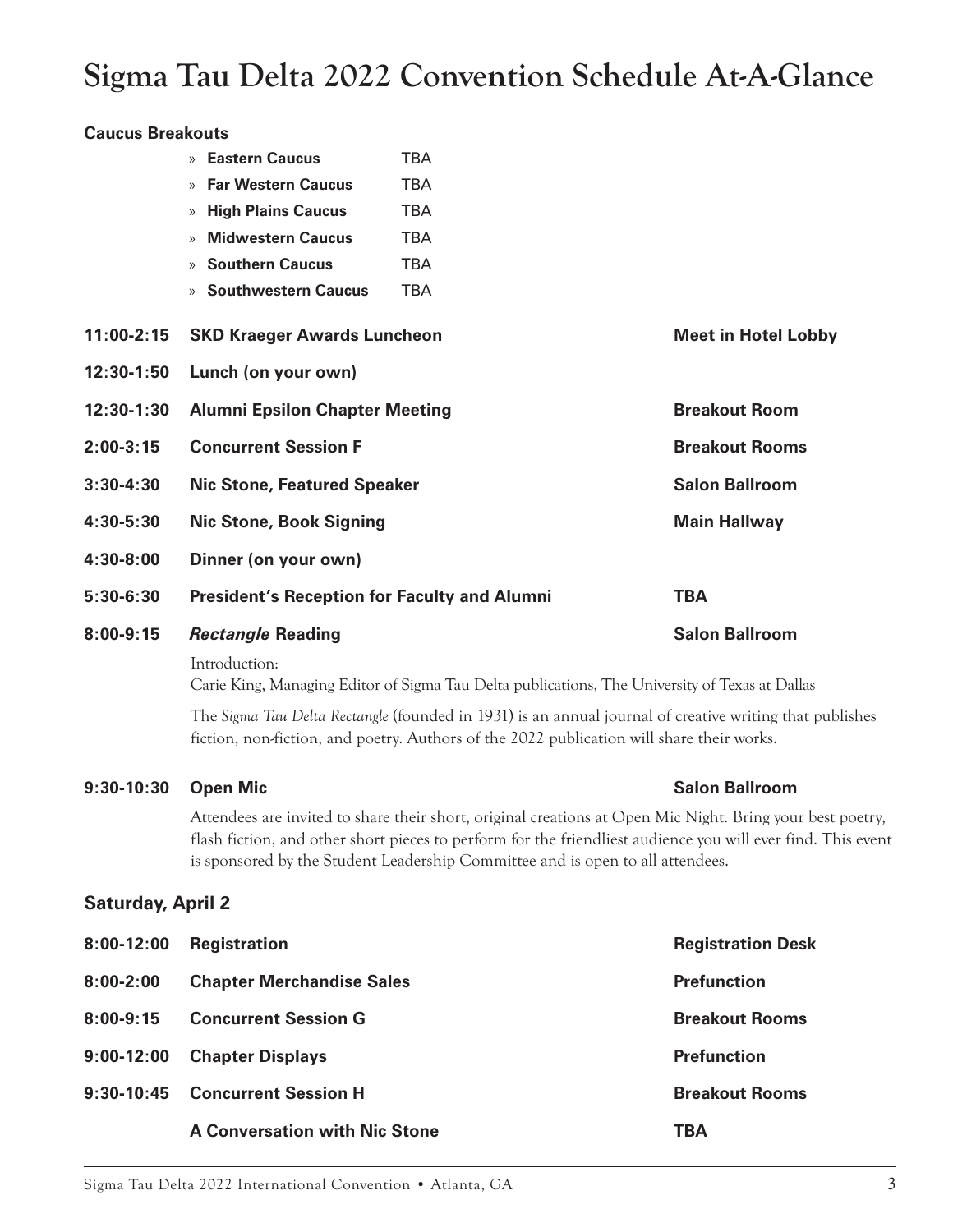# Sigma Tau Delta 2022 Convention Schedule At-A-Glance

**Caucus Breakouts**

- **Eastern Caucus** TBA
- **Far Western Caucus** TBA
- **High Plains Caucus** TBA
- **Midwestern Caucus** TBA
- **Southern Caucus** TBA
- **Southwestern Caucus** TBA

| | | |
|---|---|---|
| **11:00-2:15** | **SKD Kraeger Awards Luncheon** | **Meet in Hotel Lobby** |
| **12:30-1:50** | **Lunch (on your own)** | |
| **12:30-1:30** | **Alumni Epsilon Chapter Meeting** | **Breakout Room** |
| **2:00-3:15** | **Concurrent Session F** | **Breakout Rooms** |
| **3:30-4:30** | **Nic Stone, Featured Speaker** | **Salon Ballroom** |
| **4:30-5:30** | **Nic Stone, Book Signing** | **Main Hallway** |
| **4:30-8:00** | **Dinner (on your own)** | |
| **5:30-6:30** | **President's Reception for Faculty and Alumni** | **TBA** |
| **8:00-9:15** | ***Rectangle* Reading** | **Salon Ballroom** |

Introduction:
Carie King, Managing Editor of Sigma Tau Delta publications, The University of Texas at Dallas

The *Sigma Tau Delta Rectangle* (founded in 1931) is an annual journal of creative writing that publishes fiction, non-fiction, and poetry. Authors of the 2022 publication will share their works.

**9:30-10:30** **Open Mic** **Salon Ballroom**

Attendees are invited to share their short, original creations at Open Mic Night. Bring your best poetry, flash fiction, and other short pieces to perform for the friendliest audience you will ever find. This event is sponsored by the Student Leadership Committee and is open to all attendees.

## Saturday, April 2

| | | |
|---|---|---|
| **8:00-12:00** | **Registration** | **Registration Desk** |
| **8:00-2:00** | **Chapter Merchandise Sales** | **Prefunction** |
| **8:00-9:15** | **Concurrent Session G** | **Breakout Rooms** |
| **9:00-12:00** | **Chapter Displays** | **Prefunction** |
| **9:30-10:45** | **Concurrent Session H** | **Breakout Rooms** |
| | **A Conversation with Nic Stone** | **TBA** |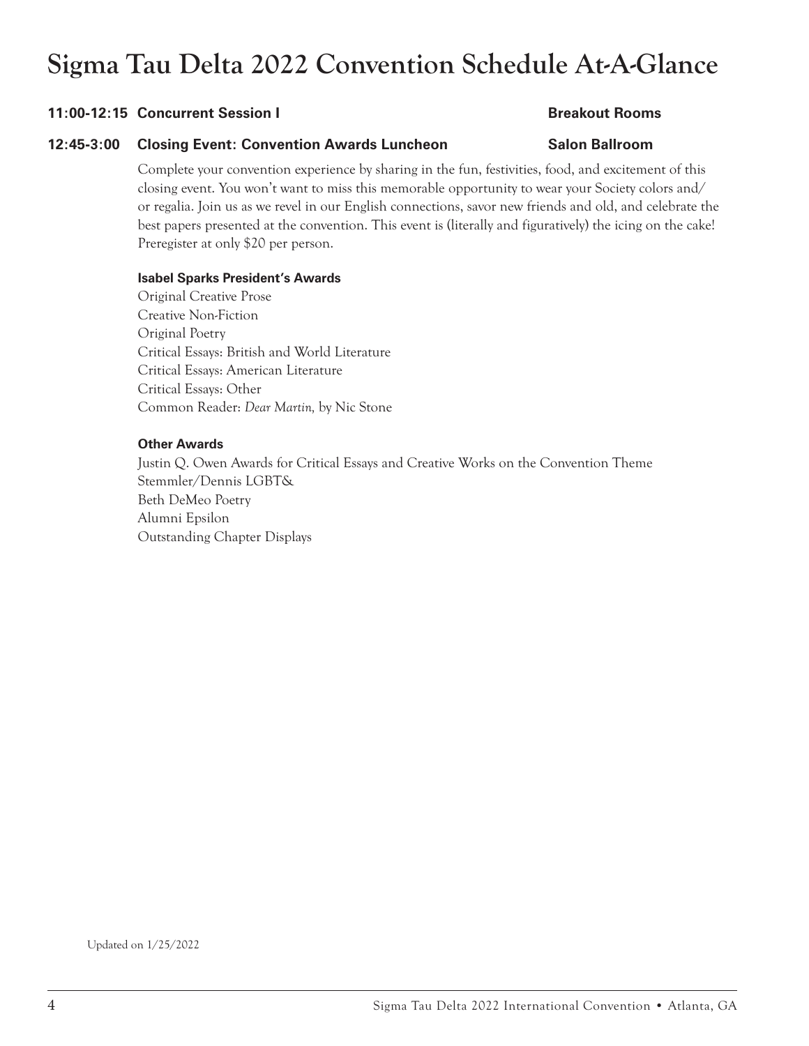# Sigma Tau Delta 2022 Convention Schedule At-A-Glance

**11:00-12:15 Concurrent Session I** — **Breakout Rooms**

**12:45-3:00 Closing Event: Convention Awards Luncheon** — **Salon Ballroom**

Complete your convention experience by sharing in the fun, festivities, food, and excitement of this closing event. You won't want to miss this memorable opportunity to wear your Society colors and/or regalia. Join us as we revel in our English connections, savor new friends and old, and celebrate the best papers presented at the convention. This event is (literally and figuratively) the icing on the cake! Preregister at only $20 per person.

**Isabel Sparks President's Awards**

Original Creative Prose
Creative Non-Fiction
Original Poetry
Critical Essays: British and World Literature
Critical Essays: American Literature
Critical Essays: Other
Common Reader: *Dear Martin,* by Nic Stone

**Other Awards**

Justin Q. Owen Awards for Critical Essays and Creative Works on the Convention Theme
Stemmler/Dennis LGBT&
Beth DeMeo Poetry
Alumni Epsilon
Outstanding Chapter Displays

Updated on 1/25/2022